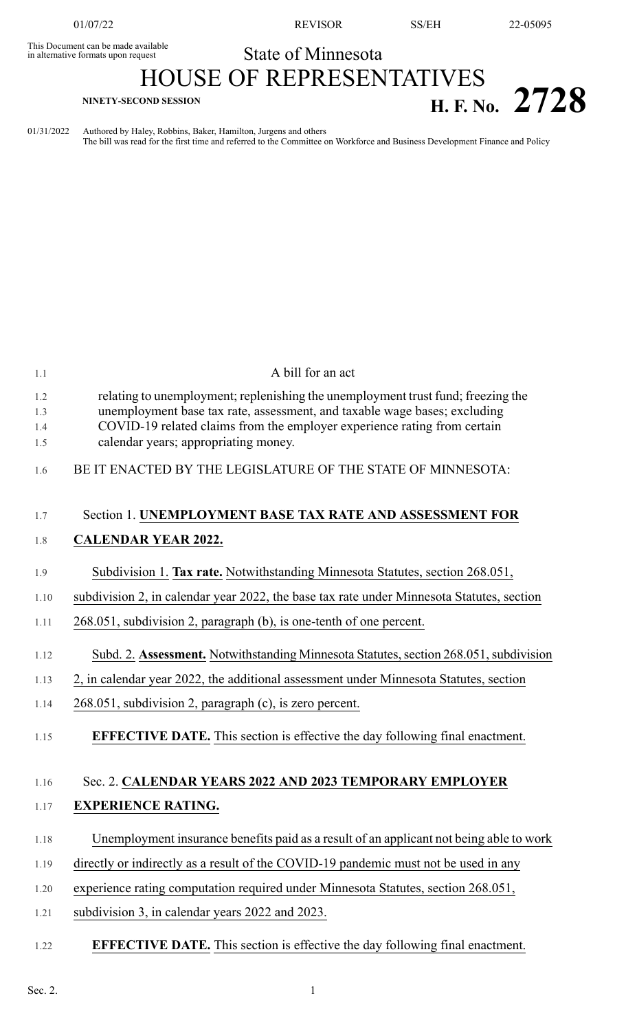This Document can be made available in alternative formats upon request

# State of Minnesota

# HOUSE OF REPRESENTATIVES

**NINETY-SECOND SESSION**

# H. F. No. 2728

01/31/2022 Authored by Haley, Robbins, Baker, Hamilton, Jurgens and others

The bill was read for the first time and referred to the Committee on Workforce and Business Development Finance and Policy

A bill for an act

relating to unemployment; replenishing the unemployment trust fund; freezing the unemployment base tax rate, assessment, and taxable wage bases; excluding COVID-19 related claims from the employer experience rating from certain calendar years; appropriating money.

BE IT ENACTED BY THE LEGISLATURE OF THE STATE OF MINNESOTA:

Section 1. **UNEMPLOYMENT BASE TAX RATE AND ASSESSMENT FOR CALENDAR YEAR 2022.**

Subdivision 1. **Tax rate.** Notwithstanding Minnesota Statutes, section 268.051, subdivision 2, in calendar year 2022, the base tax rate under Minnesota Statutes, section 268.051, subdivision 2, paragraph (b), is one-tenth of one percent.

Subd. 2. **Assessment.** Notwithstanding Minnesota Statutes, section 268.051, subdivision 2, in calendar year 2022, the additional assessment under Minnesota Statutes, section 268.051, subdivision 2, paragraph (c), is zero percent.

**EFFECTIVE DATE.** This section is effective the day following final enactment.

Sec. 2. **CALENDAR YEARS 2022 AND 2023 TEMPORARY EMPLOYER EXPERIENCE RATING.**

Unemployment insurance benefits paid as a result of an applicant not being able to work directly or indirectly as a result of the COVID-19 pandemic must not be used in any experience rating computation required under Minnesota Statutes, section 268.051, subdivision 3, in calendar years 2022 and 2023.

**EFFECTIVE DATE.** This section is effective the day following final enactment.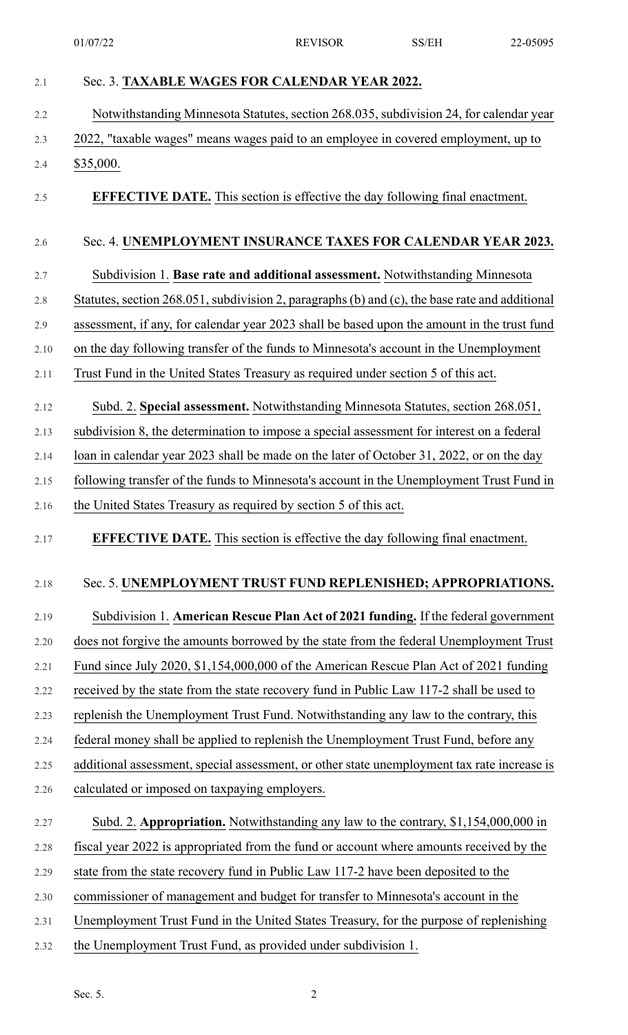Sec. 3. **TAXABLE WAGES FOR CALENDAR YEAR 2022.**

Notwithstanding Minnesota Statutes, section 268.035, subdivision 24, for calendar year 2022, "taxable wages" means wages paid to an employee in covered employment, up to $35,000.

**EFFECTIVE DATE.** This section is effective the day following final enactment.

Sec. 4. **UNEMPLOYMENT INSURANCE TAXES FOR CALENDAR YEAR 2023.**

Subdivision 1. **Base rate and additional assessment.** Notwithstanding Minnesota Statutes, section 268.051, subdivision 2, paragraphs (b) and (c), the base rate and additional assessment, if any, for calendar year 2023 shall be based upon the amount in the trust fund on the day following transfer of the funds to Minnesota's account in the Unemployment Trust Fund in the United States Treasury as required under section 5 of this act.

Subd. 2. **Special assessment.** Notwithstanding Minnesota Statutes, section 268.051, subdivision 8, the determination to impose a special assessment for interest on a federal loan in calendar year 2023 shall be made on the later of October 31, 2022, or on the day following transfer of the funds to Minnesota's account in the Unemployment Trust Fund in the United States Treasury as required by section 5 of this act.

**EFFECTIVE DATE.** This section is effective the day following final enactment.

Sec. 5. **UNEMPLOYMENT TRUST FUND REPLENISHED; APPROPRIATIONS.**

Subdivision 1. **American Rescue Plan Act of 2021 funding.** If the federal government does not forgive the amounts borrowed by the state from the federal Unemployment Trust Fund since July 2020, $1,154,000,000 of the American Rescue Plan Act of 2021 funding received by the state from the state recovery fund in Public Law 117-2 shall be used to replenish the Unemployment Trust Fund. Notwithstanding any law to the contrary, this federal money shall be applied to replenish the Unemployment Trust Fund, before any additional assessment, special assessment, or other state unemployment tax rate increase is calculated or imposed on taxpaying employers.

Subd. 2. **Appropriation.** Notwithstanding any law to the contrary, $1,154,000,000 in fiscal year 2022 is appropriated from the fund or account where amounts received by the state from the state recovery fund in Public Law 117-2 have been deposited to the commissioner of management and budget for transfer to Minnesota's account in the Unemployment Trust Fund in the United States Treasury, for the purpose of replenishing the Unemployment Trust Fund, as provided under subdivision 1.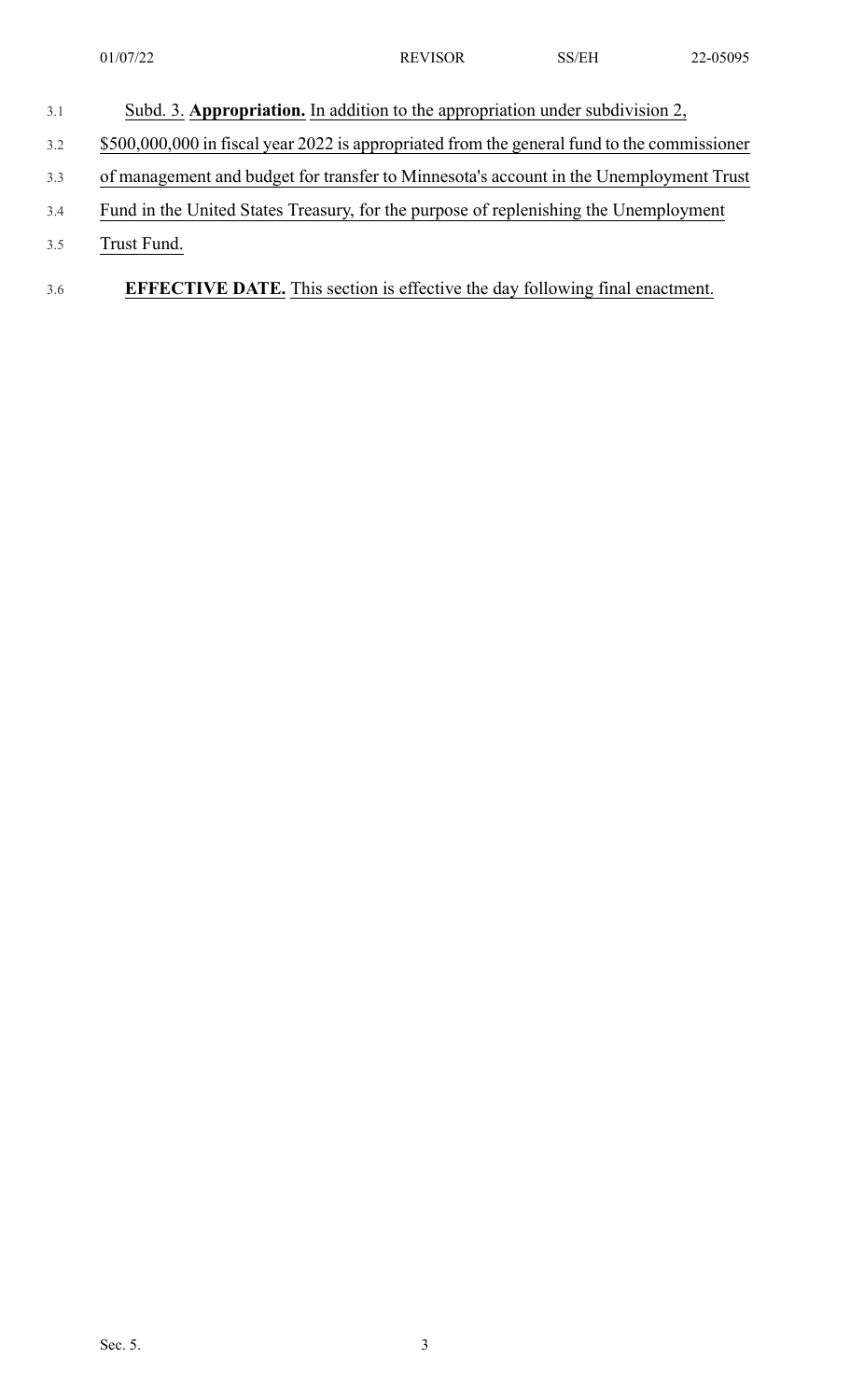Subd. 3. **Appropriation.** In addition to the appropriation under subdivision 2, $500,000,000 in fiscal year 2022 is appropriated from the general fund to the commissioner of management and budget for transfer to Minnesota's account in the Unemployment Trust Fund in the United States Treasury, for the purpose of replenishing the Unemployment Trust Fund.

**EFFECTIVE DATE.** This section is effective the day following final enactment.